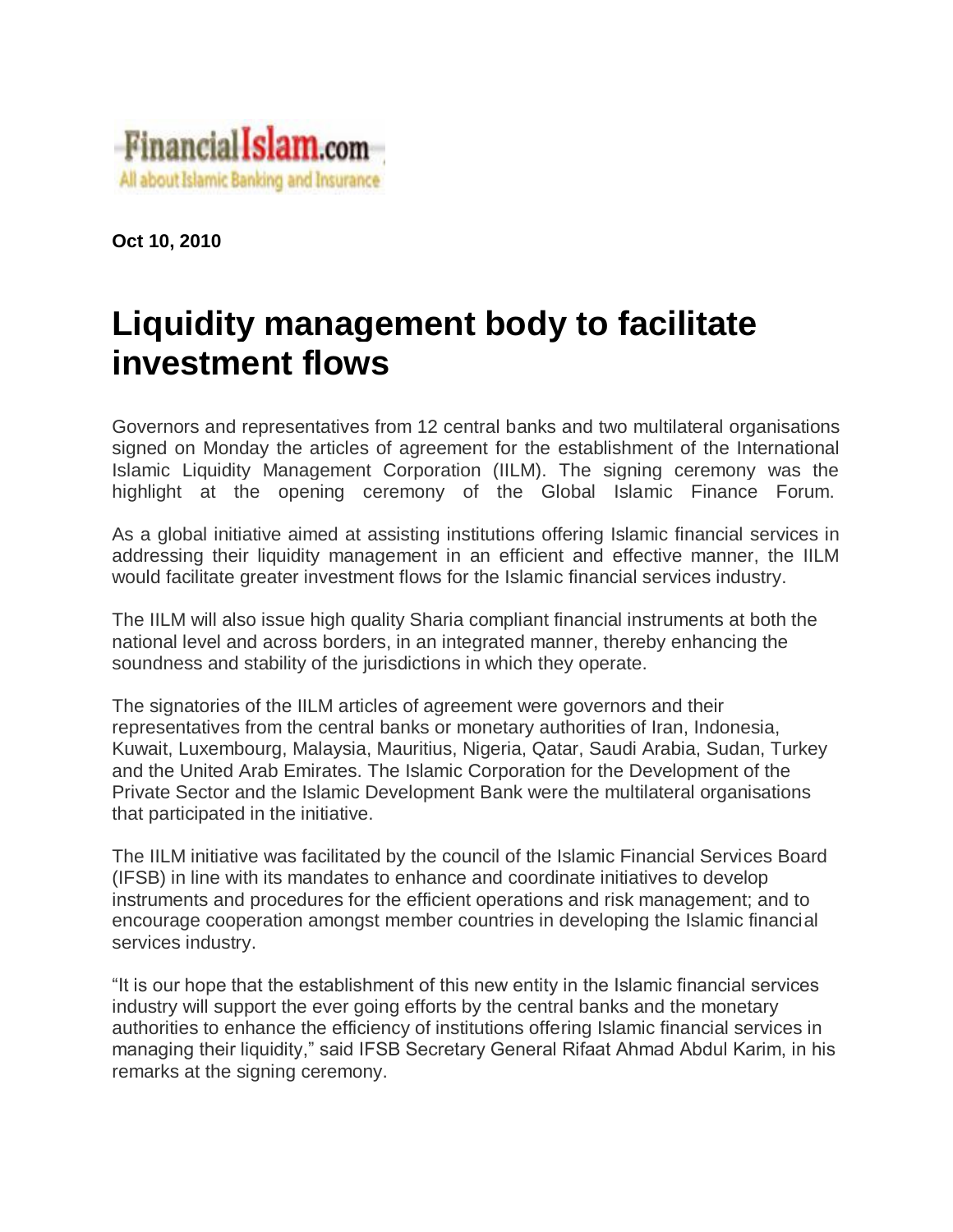FinancialIslam.com
All about Islamic Banking and Insurance

**Oct 10, 2010**

# Liquidity management body to facilitate investment flows

Governors and representatives from 12 central banks and two multilateral organisations signed on Monday the articles of agreement for the establishment of the International Islamic Liquidity Management Corporation (IILM). The signing ceremony was the highlight at the opening ceremony of the Global Islamic Finance Forum.

As a global initiative aimed at assisting institutions offering Islamic financial services in addressing their liquidity management in an efficient and effective manner, the IILM would facilitate greater investment flows for the Islamic financial services industry.

The IILM will also issue high quality Sharia compliant financial instruments at both the national level and across borders, in an integrated manner, thereby enhancing the soundness and stability of the jurisdictions in which they operate.

The signatories of the IILM articles of agreement were governors and their representatives from the central banks or monetary authorities of Iran, Indonesia, Kuwait, Luxembourg, Malaysia, Mauritius, Nigeria, Qatar, Saudi Arabia, Sudan, Turkey and the United Arab Emirates. The Islamic Corporation for the Development of the Private Sector and the Islamic Development Bank were the multilateral organisations that participated in the initiative.

The IILM initiative was facilitated by the council of the Islamic Financial Services Board (IFSB) in line with its mandates to enhance and coordinate initiatives to develop instruments and procedures for the efficient operations and risk management; and to encourage cooperation amongst member countries in developing the Islamic financial services industry.

"It is our hope that the establishment of this new entity in the Islamic financial services industry will support the ever going efforts by the central banks and the monetary authorities to enhance the efficiency of institutions offering Islamic financial services in managing their liquidity," said IFSB Secretary General Rifaat Ahmad Abdul Karim, in his remarks at the signing ceremony.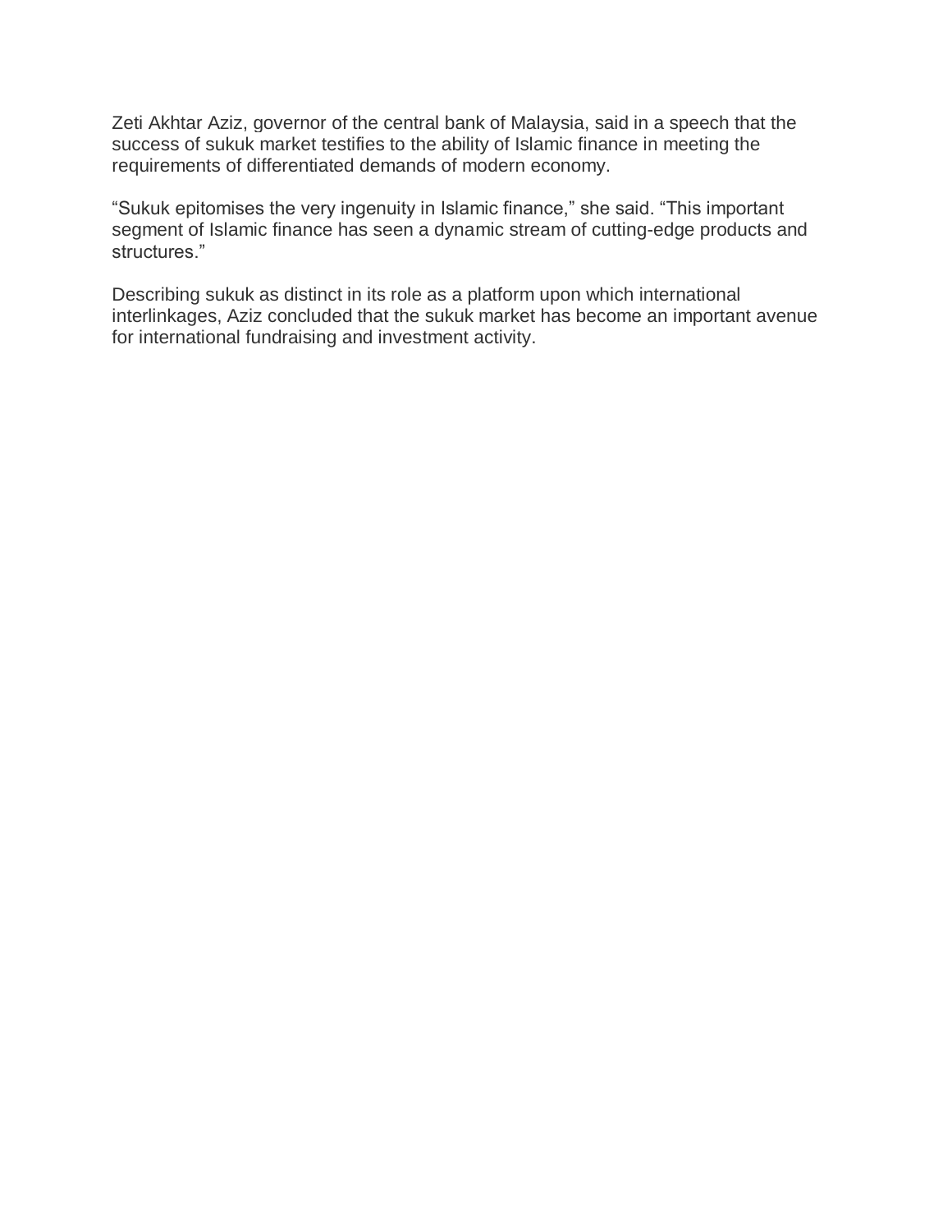Zeti Akhtar Aziz, governor of the central bank of Malaysia, said in a speech that the success of sukuk market testifies to the ability of Islamic finance in meeting the requirements of differentiated demands of modern economy.

“Sukuk epitomises the very ingenuity in Islamic finance,” she said. “This important segment of Islamic finance has seen a dynamic stream of cutting-edge products and structures.”

Describing sukuk as distinct in its role as a platform upon which international interlinkages, Aziz concluded that the sukuk market has become an important avenue for international fundraising and investment activity.